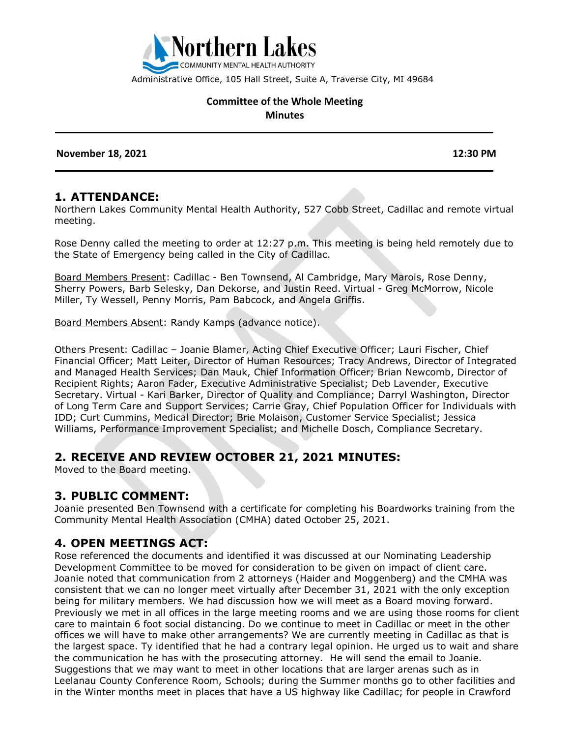Northern Lakes
COMMUNITY MENTAL HEALTH AUTHORITY
Administrative Office, 105 Hall Street, Suite A, Traverse City, MI 49684

**Committee of the Whole Meeting**
**Minutes**

---

**November 18, 2021** **12:30 PM**

---

## 1. ATTENDANCE:

Northern Lakes Community Mental Health Authority, 527 Cobb Street, Cadillac and remote virtual meeting.

Rose Denny called the meeting to order at 12:27 p.m. This meeting is being held remotely due to the State of Emergency being called in the City of Cadillac.

Board Members Present: Cadillac - Ben Townsend, Al Cambridge, Mary Marois, Rose Denny, Sherry Powers, Barb Selesky, Dan Dekorse, and Justin Reed. Virtual - Greg McMorrow, Nicole Miller, Ty Wessell, Penny Morris, Pam Babcock, and Angela Griffis.

Board Members Absent: Randy Kamps (advance notice).

Others Present: Cadillac – Joanie Blamer, Acting Chief Executive Officer; Lauri Fischer, Chief Financial Officer; Matt Leiter, Director of Human Resources; Tracy Andrews, Director of Integrated and Managed Health Services; Dan Mauk, Chief Information Officer; Brian Newcomb, Director of Recipient Rights; Aaron Fader, Executive Administrative Specialist; Deb Lavender, Executive Secretary. Virtual - Kari Barker, Director of Quality and Compliance; Darryl Washington, Director of Long Term Care and Support Services; Carrie Gray, Chief Population Officer for Individuals with IDD; Curt Cummins, Medical Director; Brie Molaison, Customer Service Specialist; Jessica Williams, Performance Improvement Specialist; and Michelle Dosch, Compliance Secretary.

## 2. RECEIVE AND REVIEW OCTOBER 21, 2021 MINUTES:

Moved to the Board meeting.

## 3. PUBLIC COMMENT:

Joanie presented Ben Townsend with a certificate for completing his Boardworks training from the Community Mental Health Association (CMHA) dated October 25, 2021.

## 4. OPEN MEETINGS ACT:

Rose referenced the documents and identified it was discussed at our Nominating Leadership Development Committee to be moved for consideration to be given on impact of client care. Joanie noted that communication from 2 attorneys (Haider and Moggenberg) and the CMHA was consistent that we can no longer meet virtually after December 31, 2021 with the only exception being for military members. We had discussion how we will meet as a Board moving forward. Previously we met in all offices in the large meeting rooms and we are using those rooms for client care to maintain 6 foot social distancing. Do we continue to meet in Cadillac or meet in the other offices we will have to make other arrangements? We are currently meeting in Cadillac as that is the largest space. Ty identified that he had a contrary legal opinion. He urged us to wait and share the communication he has with the prosecuting attorney. He will send the email to Joanie. Suggestions that we may want to meet in other locations that are larger arenas such as in Leelanau County Conference Room, Schools; during the Summer months go to other facilities and in the Winter months meet in places that have a US highway like Cadillac; for people in Crawford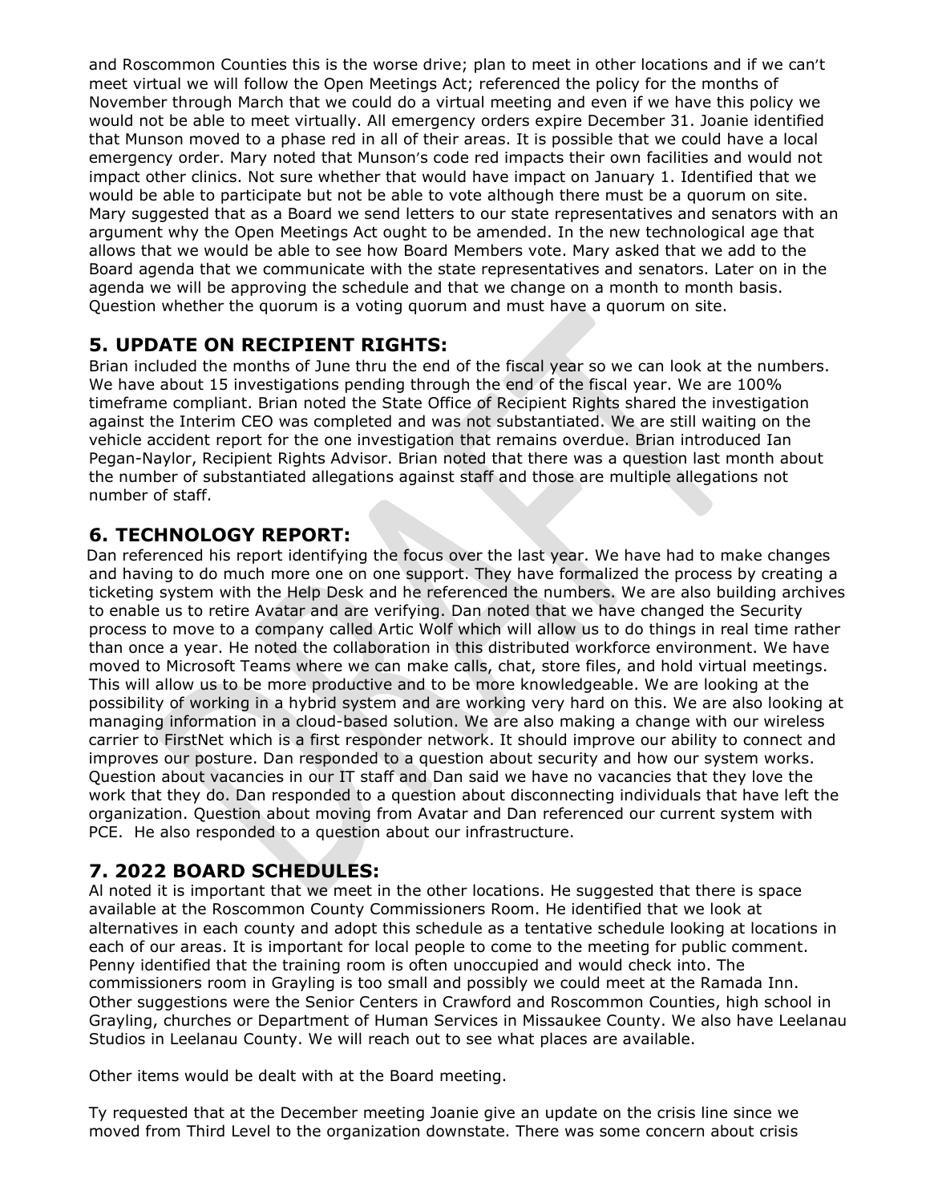and Roscommon Counties this is the worse drive; plan to meet in other locations and if we can't meet virtual we will follow the Open Meetings Act; referenced the policy for the months of November through March that we could do a virtual meeting and even if we have this policy we would not be able to meet virtually. All emergency orders expire December 31. Joanie identified that Munson moved to a phase red in all of their areas. It is possible that we could have a local emergency order. Mary noted that Munson's code red impacts their own facilities and would not impact other clinics. Not sure whether that would have impact on January 1. Identified that we would be able to participate but not be able to vote although there must be a quorum on site. Mary suggested that as a Board we send letters to our state representatives and senators with an argument why the Open Meetings Act ought to be amended. In the new technological age that allows that we would be able to see how Board Members vote. Mary asked that we add to the Board agenda that we communicate with the state representatives and senators. Later on in the agenda we will be approving the schedule and that we change on a month to month basis. Question whether the quorum is a voting quorum and must have a quorum on site.

## 5. UPDATE ON RECIPIENT RIGHTS:

Brian included the months of June thru the end of the fiscal year so we can look at the numbers. We have about 15 investigations pending through the end of the fiscal year. We are 100% timeframe compliant. Brian noted the State Office of Recipient Rights shared the investigation against the Interim CEO was completed and was not substantiated. We are still waiting on the vehicle accident report for the one investigation that remains overdue. Brian introduced Ian Pegan-Naylor, Recipient Rights Advisor. Brian noted that there was a question last month about the number of substantiated allegations against staff and those are multiple allegations not number of staff.

## 6. TECHNOLOGY REPORT:

Dan referenced his report identifying the focus over the last year. We have had to make changes and having to do much more one on one support. They have formalized the process by creating a ticketing system with the Help Desk and he referenced the numbers. We are also building archives to enable us to retire Avatar and are verifying. Dan noted that we have changed the Security process to move to a company called Artic Wolf which will allow us to do things in real time rather than once a year. He noted the collaboration in this distributed workforce environment. We have moved to Microsoft Teams where we can make calls, chat, store files, and hold virtual meetings. This will allow us to be more productive and to be more knowledgeable. We are looking at the possibility of working in a hybrid system and are working very hard on this. We are also looking at managing information in a cloud-based solution. We are also making a change with our wireless carrier to FirstNet which is a first responder network. It should improve our ability to connect and improves our posture. Dan responded to a question about security and how our system works. Question about vacancies in our IT staff and Dan said we have no vacancies that they love the work that they do. Dan responded to a question about disconnecting individuals that have left the organization. Question about moving from Avatar and Dan referenced our current system with PCE. He also responded to a question about our infrastructure.

## 7. 2022 BOARD SCHEDULES:

Al noted it is important that we meet in the other locations. He suggested that there is space available at the Roscommon County Commissioners Room. He identified that we look at alternatives in each county and adopt this schedule as a tentative schedule looking at locations in each of our areas. It is important for local people to come to the meeting for public comment. Penny identified that the training room is often unoccupied and would check into. The commissioners room in Grayling is too small and possibly we could meet at the Ramada Inn. Other suggestions were the Senior Centers in Crawford and Roscommon Counties, high school in Grayling, churches or Department of Human Services in Missaukee County. We also have Leelanau Studios in Leelanau County. We will reach out to see what places are available.

Other items would be dealt with at the Board meeting.

Ty requested that at the December meeting Joanie give an update on the crisis line since we moved from Third Level to the organization downstate. There was some concern about crisis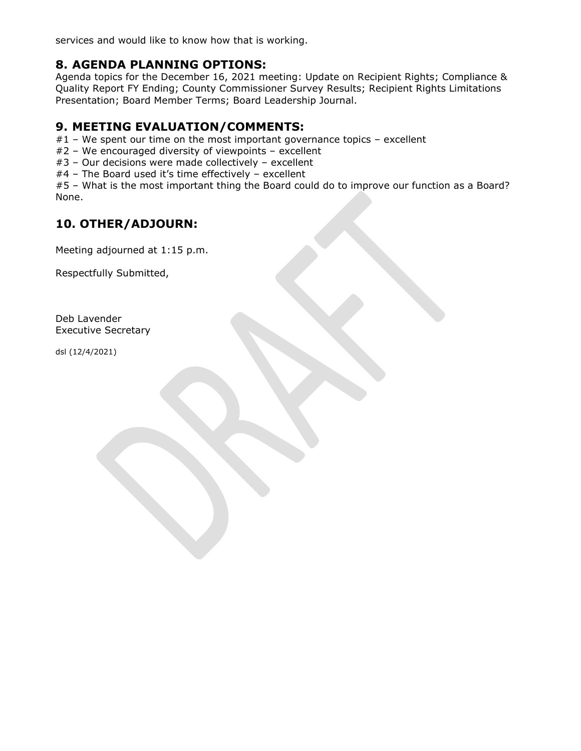services and would like to know how that is working.

## 8. AGENDA PLANNING OPTIONS:

Agenda topics for the December 16, 2021 meeting: Update on Recipient Rights; Compliance & Quality Report FY Ending; County Commissioner Survey Results; Recipient Rights Limitations Presentation; Board Member Terms; Board Leadership Journal.

## 9. MEETING EVALUATION/COMMENTS:

#1 – We spent our time on the most important governance topics – excellent
#2 – We encouraged diversity of viewpoints – excellent
#3 – Our decisions were made collectively – excellent
#4 – The Board used it's time effectively – excellent
#5 – What is the most important thing the Board could do to improve our function as a Board? None.

## 10. OTHER/ADJOURN:

Meeting adjourned at 1:15 p.m.

Respectfully Submitted,

Deb Lavender
Executive Secretary

dsl (12/4/2021)